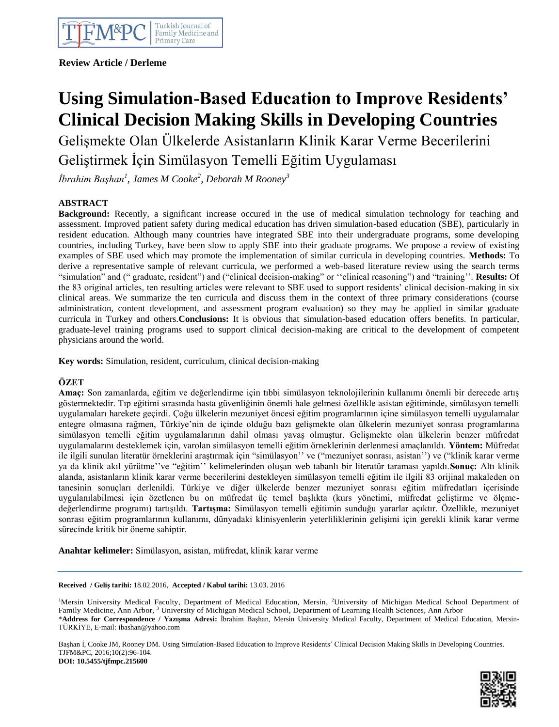**Review Article / Derleme**

# Using Simulation-Based Education to Improve Residents' Clinical Decision Making Skills in Developing Countries

## Gelişmekte Olan Ülkelerde Asistanların Klinik Karar Verme Becerilerini Geliştirmek İçin Simülasyon Temelli Eğitim Uygulaması

*İbrahim Başhan[1], James M Cooke[2], Deborah M Rooney[3]*

### ABSTRACT

**Background:** Recently, a significant increase occured in the use of medical simulation technology for teaching and assessment. Improved patient safety during medical education has driven simulation-based education (SBE), particularly in resident education. Although many countries have integrated SBE into their undergraduate programs, some developing countries, including Turkey, have been slow to apply SBE into their graduate programs. We propose a review of existing examples of SBE used which may promote the implementation of similar curricula in developing countries. **Methods:** To derive a representative sample of relevant curricula, we performed a web-based literature review using the search terms "simulation" and (" graduate, resident") and ("clinical decision-making" or ''clinical reasoning") and "training''. **Results:** Of the 83 original articles, ten resulting articles were relevant to SBE used to support residents' clinical decision-making in six clinical areas. We summarize the ten curricula and discuss them in the context of three primary considerations (course administration, content development, and assessment program evaluation) so they may be applied in similar graduate curricula in Turkey and others.**Conclusions:** It is obvious that simulation-based education offers benefits. In particular, graduate-level training programs used to support clinical decision-making are critical to the development of competent physicians around the world.

**Key words:** Simulation, resident, curriculum, clinical decision-making

### ÖZET

**Amaç:** Son zamanlarda, eğitim ve değerlendirme için tıbbi simülasyon teknolojilerinin kullanımı önemli bir derecede artış göstermektedir. Tıp eğitimi sırasında hasta güvenliğinin önemli hale gelmesi özellikle asistan eğitiminde, simülasyon temelli uygulamaları harekete geçirdi. Çoğu ülkelerin mezuniyet öncesi eğitim programlarının içine simülasyon temelli uygulamalar entegre olmasına rağmen, Türkiye'nin de içinde olduğu bazı gelişmekte olan ülkelerin mezuniyet sonrası programlarına simülasyon temelli eğitim uygulamalarının dahil olması yavaş olmuştur. Gelişmekte olan ülkelerin benzer müfredat uygulamalarını desteklemek için, varolan simülasyon temelli eğitim örneklerinin derlenmesi amaçlanıldı. **Yöntem:** Müfredat ile ilgili sunulan literatür örneklerini araştırmak için "simülasyon'' ve ("mezuniyet sonrası, asistan'') ve ("klinik karar verme ya da klinik akıl yürütme''ve "eğitim'' kelimelerinden oluşan web tabanlı bir literatür taraması yapıldı.**Sonuç:** Altı klinik alanda, asistanların klinik karar verme becerilerini destekleyen simülasyon temelli eğitim ile ilgili 83 orijinal makaleden on tanesinin sonuçları derlenildi. Türkiye ve diğer ülkelerde benzer mezuniyet sonrası eğitim müfredatları içerisinde uygulanılabilmesi için özetlenen bu on müfredat üç temel başlıkta (kurs yönetimi, müfredat geliştirme ve ölçme-değerlendirme programı) tartışıldı. **Tartışma:** Simülasyon temelli eğitimin sunduğu yararlar açıktır. Özellikle, mezuniyet sonrası eğitim programlarının kullanımı, dünyadaki klinisyenlerin yeterliliklerinin gelişimi için gerekli klinik karar verme sürecinde kritik bir öneme sahiptir.

**Anahtar kelimeler:** Simülasyon, asistan, müfredat, klinik karar verme

---

**Received / Geliş tarihi:** 18.02.2016, **Accepted / Kabul tarihi:** 13.03. 2016

[1]Mersin University Medical Faculty, Department of Medical Education, Mersin, [2]University of Michigan Medical School Department of Family Medicine, Ann Arbor, [3] University of Michigan Medical School, Department of Learning Health Sciences, Ann Arbor

*__Address for Correspondence / Yazışma Adresi:__ İbrahim Başhan, Mersin University Medical Faculty, Department of Medical Education, Mersin-TÜRKİYE, E-mail: ibashan@yahoo.com

Başhan İ, Cooke JM, Rooney DM. Using Simulation-Based Education to Improve Residents' Clinical Decision Making Skills in Developing Countries. TJFM&PC, 2016;10(2):96-104.

**DOI: 10.5455/tjfmpc.215600**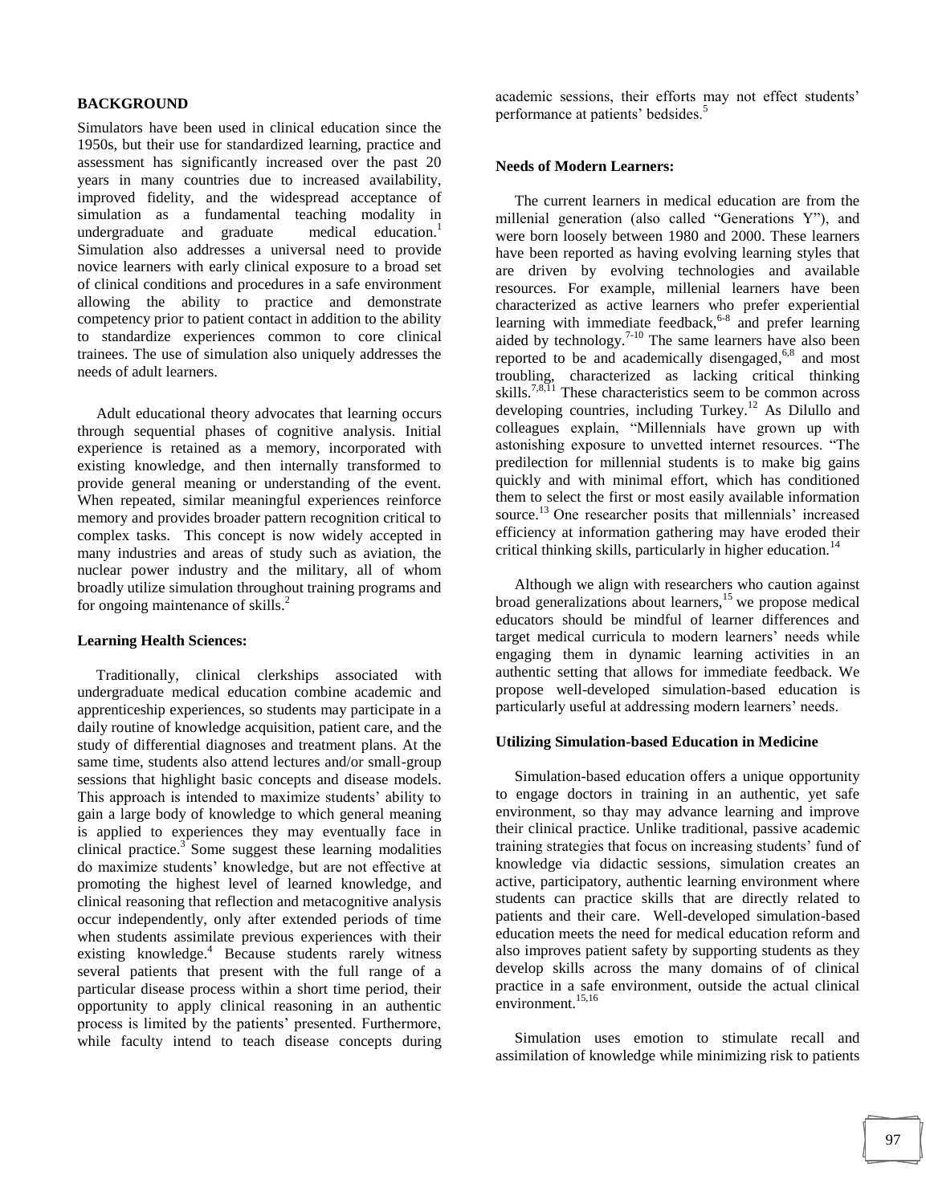## BACKGROUND

Simulators have been used in clinical education since the 1950s, but their use for standardized learning, practice and assessment has significantly increased over the past 20 years in many countries due to increased availability, improved fidelity, and the widespread acceptance of simulation as a fundamental teaching modality in undergraduate and graduate medical education.[1] Simulation also addresses a universal need to provide novice learners with early clinical exposure to a broad set of clinical conditions and procedures in a safe environment allowing the ability to practice and demonstrate competency prior to patient contact in addition to the ability to standardize experiences common to core clinical trainees. The use of simulation also uniquely addresses the needs of adult learners.

Adult educational theory advocates that learning occurs through sequential phases of cognitive analysis. Initial experience is retained as a memory, incorporated with existing knowledge, and then internally transformed to provide general meaning or understanding of the event. When repeated, similar meaningful experiences reinforce memory and provides broader pattern recognition critical to complex tasks. This concept is now widely accepted in many industries and areas of study such as aviation, the nuclear power industry and the military, all of whom broadly utilize simulation throughout training programs and for ongoing maintenance of skills.[2]

### Learning Health Sciences:

Traditionally, clinical clerkships associated with undergraduate medical education combine academic and apprenticeship experiences, so students may participate in a daily routine of knowledge acquisition, patient care, and the study of differential diagnoses and treatment plans. At the same time, students also attend lectures and/or small-group sessions that highlight basic concepts and disease models. This approach is intended to maximize students' ability to gain a large body of knowledge to which general meaning is applied to experiences they may eventually face in clinical practice.[3] Some suggest these learning modalities do maximize students' knowledge, but are not effective at promoting the highest level of learned knowledge, and clinical reasoning that reflection and metacognitive analysis occur independently, only after extended periods of time when students assimilate previous experiences with their existing knowledge.[4] Because students rarely witness several patients that present with the full range of a particular disease process within a short time period, their opportunity to apply clinical reasoning in an authentic process is limited by the patients' presented. Furthermore, while faculty intend to teach disease concepts during academic sessions, their efforts may not effect students' performance at patients' bedsides.[5]

### Needs of Modern Learners:

The current learners in medical education are from the millenial generation (also called "Generations Y"), and were born loosely between 1980 and 2000. These learners have been reported as having evolving learning styles that are driven by evolving technologies and available resources. For example, millenial learners have been characterized as active learners who prefer experiential learning with immediate feedback,[6-8] and prefer learning aided by technology.[7-10] The same learners have also been reported to be and academically disengaged,[6,8] and most troubling, characterized as lacking critical thinking skills.[7,8,11] These characteristics seem to be common across developing countries, including Turkey.[12] As Dilullo and colleagues explain, "Millennials have grown up with astonishing exposure to unvetted internet resources. "The predilection for millennial students is to make big gains quickly and with minimal effort, which has conditioned them to select the first or most easily available information source.[13] One researcher posits that millennials' increased efficiency at information gathering may have eroded their critical thinking skills, particularly in higher education.[14]

Although we align with researchers who caution against broad generalizations about learners,[15] we propose medical educators should be mindful of learner differences and target medical curricula to modern learners' needs while engaging them in dynamic learning activities in an authentic setting that allows for immediate feedback. We propose well-developed simulation-based education is particularly useful at addressing modern learners' needs.

### Utilizing Simulation-based Education in Medicine

Simulation-based education offers a unique opportunity to engage doctors in training in an authentic, yet safe environment, so thay may advance learning and improve their clinical practice. Unlike traditional, passive academic training strategies that focus on increasing students' fund of knowledge via didactic sessions, simulation creates an active, participatory, authentic learning environment where students can practice skills that are directly related to patients and their care. Well-developed simulation-based education meets the need for medical education reform and also improves patient safety by supporting students as they develop skills across the many domains of of clinical practice in a safe environment, outside the actual clinical environment.[15,16]

Simulation uses emotion to stimulate recall and assimilation of knowledge while minimizing risk to patients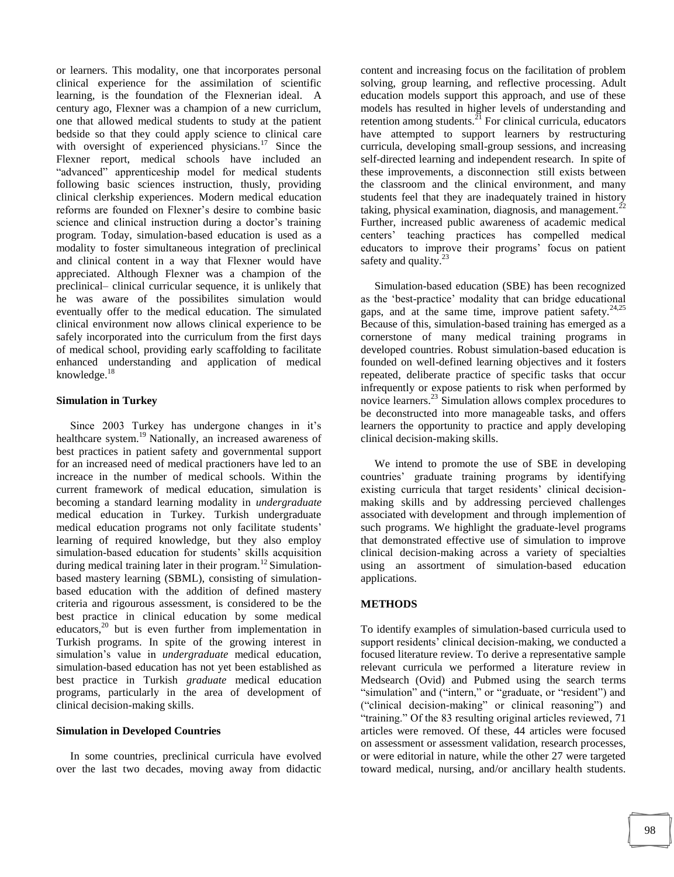or learners. This modality, one that incorporates personal clinical experience for the assimilation of scientific learning, is the foundation of the Flexnerian ideal. A century ago, Flexner was a champion of a new curriclum, one that allowed medical students to study at the patient bedside so that they could apply science to clinical care with oversight of experienced physicians.[17] Since the Flexner report, medical schools have included an "advanced" apprenticeship model for medical students following basic sciences instruction, thusly, providing clinical clerkship experiences. Modern medical education reforms are founded on Flexner's desire to combine basic science and clinical instruction during a doctor's training program. Today, simulation-based education is used as a modality to foster simultaneous integration of preclinical and clinical content in a way that Flexner would have appreciated. Although Flexner was a champion of the preclinical– clinical curricular sequence, it is unlikely that he was aware of the possibilites simulation would eventually offer to the medical education. The simulated clinical environment now allows clinical experience to be safely incorporated into the curriculum from the first days of medical school, providing early scaffolding to facilitate enhanced understanding and application of medical knowledge.[18]

**Simulation in Turkey**

Since 2003 Turkey has undergone changes in it's healthcare system.[19] Nationally, an increased awareness of best practices in patient safety and governmental support for an increased need of medical practioners have led to an increace in the number of medical schools. Within the current framework of medical education, simulation is becoming a standard learning modality in *undergraduate* medical education in Turkey. Turkish undergraduate medical education programs not only facilitate students' learning of required knowledge, but they also employ simulation-based education for students' skills acquisition during medical training later in their program.[12] Simulation-based mastery learning (SBML), consisting of simulation-based education with the addition of defined mastery criteria and rigourous assessment, is considered to be the best practice in clinical education by some medical educators,[20] but is even further from implementation in Turkish programs. In spite of the growing interest in simulation's value in *undergraduate* medical education, simulation-based education has not yet been established as best practice in Turkish *graduate* medical education programs, particularly in the area of development of clinical decision-making skills.

**Simulation in Developed Countries**

In some countries, preclinical curricula have evolved over the last two decades, moving away from didactic content and increasing focus on the facilitation of problem solving, group learning, and reflective processing. Adult education models support this approach, and use of these models has resulted in higher levels of understanding and retention among students.[21] For clinical curricula, educators have attempted to support learners by restructuring curricula, developing small-group sessions, and increasing self-directed learning and independent research. In spite of these improvements, a disconnection still exists between the classroom and the clinical environment, and many students feel that they are inadequately trained in history taking, physical examination, diagnosis, and management.[22] Further, increased public awareness of academic medical centers' teaching practices has compelled medical educators to improve their programs' focus on patient safety and quality.[23]

Simulation-based education (SBE) has been recognized as the 'best-practice' modality that can bridge educational gaps, and at the same time, improve patient safety.[24,25] Because of this, simulation-based training has emerged as a cornerstone of many medical training programs in developed countries. Robust simulation-based education is founded on well-defined learning objectives and it fosters repeated, deliberate practice of specific tasks that occur infrequently or expose patients to risk when performed by novice learners.[23] Simulation allows complex procedures to be deconstructed into more manageable tasks, and offers learners the opportunity to practice and apply developing clinical decision-making skills.

We intend to promote the use of SBE in developing countries' graduate training programs by identifying existing curricula that target residents' clinical decision-making skills and by addressing percieved challenges associated with development and through implemention of such programs. We highlight the graduate-level programs that demonstrated effective use of simulation to improve clinical decision-making across a variety of specialties using an assortment of simulation-based education applications.

**METHODS**

To identify examples of simulation-based curricula used to support residents' clinical decision-making, we conducted a focused literature review. To derive a representative sample relevant curricula we performed a literature review in Medsearch (Ovid) and Pubmed using the search terms "simulation" and ("intern," or "graduate, or "resident") and ("clinical decision-making" or clinical reasoning") and "training." Of the 83 resulting original articles reviewed, 71 articles were removed. Of these, 44 articles were focused on assessment or assessment validation, research processes, or were editorial in nature, while the other 27 were targeted toward medical, nursing, and/or ancillary health students.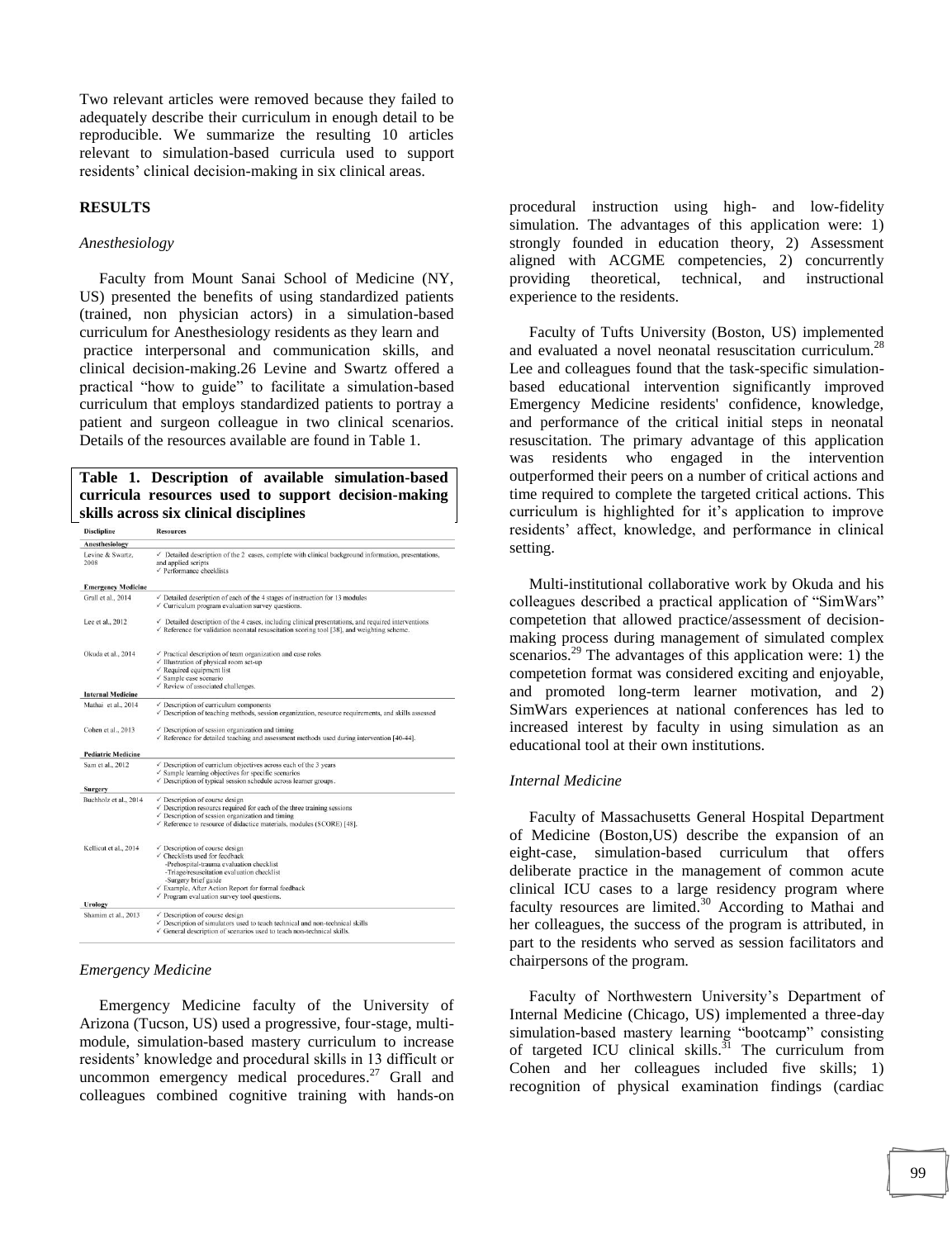Two relevant articles were removed because they failed to adequately describe their curriculum in enough detail to be reproducible. We summarize the resulting 10 articles relevant to simulation-based curricula used to support residents' clinical decision-making in six clinical areas.

## RESULTS

### *Anesthesiology*

Faculty from Mount Sanai School of Medicine (NY, US) presented the benefits of using standardized patients (trained, non physician actors) in a simulation-based curriculum for Anesthesiology residents as they learn and practice interpersonal and communication skills, and clinical decision-making.26 Levine and Swartz offered a practical "how to guide" to facilitate a simulation-based curriculum that employs standardized patients to portray a patient and surgeon colleague in two clinical scenarios. Details of the resources available are found in Table 1.

**Table 1. Description of available simulation-based curricula resources used to support decision-making skills across six clinical disciplines**

| Discipline | Resources |
|---|---|
| **Anesthesiology** | |
| Levine & Swartz, 2008 | ✓ Detailed description of the 2 cases, complete with clinical background information, presentations, and applied scripts<br>✓ Performance checklists |
| **Emergency Medicine** | |
| Grall et al., 2014 | ✓ Detailed description of each of the 4 stages of instruction for 13 modules<br>✓ Curriculum program evaluation survey questions. |
| Lee et al., 2012 | ✓ Detailed description of the 4 cases, including clinical presentations, and required interventions<br>✓ Reference for validation neonatal resuscitation scoring tool [38], and weighting scheme. |
| Okuda et al., 2014 | ✓ Practical description of team organization and case roles<br>✓ Illustration of physical room set-up<br>✓ Required equipment list<br>✓ Sample case scenario<br>✓ Review of associated challenges. |
| **Internal Medicine** | |
| Mathai et al., 2014 | ✓ Description of curriculum components<br>✓ Description of teaching methods, session organization, resource requirements, and skills assessed |
| Cohen et al., 2013 | ✓ Description of session organization and timing<br>✓ Reference for detailed teaching and assessment methods used during intervention [40-44]. |
| **Pediatric Medicine** | |
| Sam et al., 2012 | ✓ Description of curriculum objectives across each of the 3 years<br>✓ Sample learning objectives for specific scenarios<br>✓ Description of typical session schedule across learner groups. |
| **Surgery** | |
| Buchholz et al., 2014 | ✓ Description of course design<br>✓ Description resources required for each of the three training sessions<br>✓ Description of session organization and timing<br>✓ Reference to resource of didactice materials, modules (SCORE) [48]. |
| Kellicut et al., 2014 | ✓ Description of course design<br>✓ Checklists used for feedback<br>-Prehospital-trauma evaluation checklist<br>-Triage/resuscitation evaluation checklist<br>-Surgery brief guide<br>✓ Example, After Action Report for formal feedback<br>✓ Program evaluation survey tool questions. |
| **Urology** | |
| Shamim et al., 2013 | ✓ Description of course design<br>✓ Description of simulators used to teach technical and non-technical skills<br>✓ General description of scenarios used to teach non-technical skills. |

### *Emergency Medicine*

Emergency Medicine faculty of the University of Arizona (Tucson, US) used a progressive, four-stage, multi-module, simulation-based mastery curriculum to increase residents' knowledge and procedural skills in 13 difficult or uncommon emergency medical procedures.[27] Grall and colleagues combined cognitive training with hands-on procedural instruction using high- and low-fidelity simulation. The advantages of this application were: 1) strongly founded in education theory, 2) Assessment aligned with ACGME competencies, 2) concurrently providing theoretical, technical, and instructional experience to the residents.

Faculty of Tufts University (Boston, US) implemented and evaluated a novel neonatal resuscitation curriculum.[28] Lee and colleagues found that the task-specific simulation-based educational intervention significantly improved Emergency Medicine residents' confidence, knowledge, and performance of the critical initial steps in neonatal resuscitation. The primary advantage of this application was residents who engaged in the intervention outperformed their peers on a number of critical actions and time required to complete the targeted critical actions. This curriculum is highlighted for it's application to improve residents' affect, knowledge, and performance in clinical setting.

Multi-institutional collaborative work by Okuda and his colleagues described a practical application of "SimWars" competetion that allowed practice/assessment of decision-making process during management of simulated complex scenarios.[29] The advantages of this application were: 1) the competetion format was considered exciting and enjoyable, and promoted long-term learner motivation, and 2) SimWars experiences at national conferences has led to increased interest by faculty in using simulation as an educational tool at their own institutions.

### *Internal Medicine*

Faculty of Massachusetts General Hospital Department of Medicine (Boston,US) describe the expansion of an eight-case, simulation-based curriculum that offers deliberate practice in the management of common acute clinical ICU cases to a large residency program where faculty resources are limited.[30] According to Mathai and her colleagues, the success of the program is attributed, in part to the residents who served as session facilitators and chairpersons of the program.

Faculty of Northwestern University's Department of Internal Medicine (Chicago, US) implemented a three-day simulation-based mastery learning "bootcamp" consisting of targeted ICU clinical skills.[31] The curriculum from Cohen and her colleagues included five skills; 1) recognition of physical examination findings (cardiac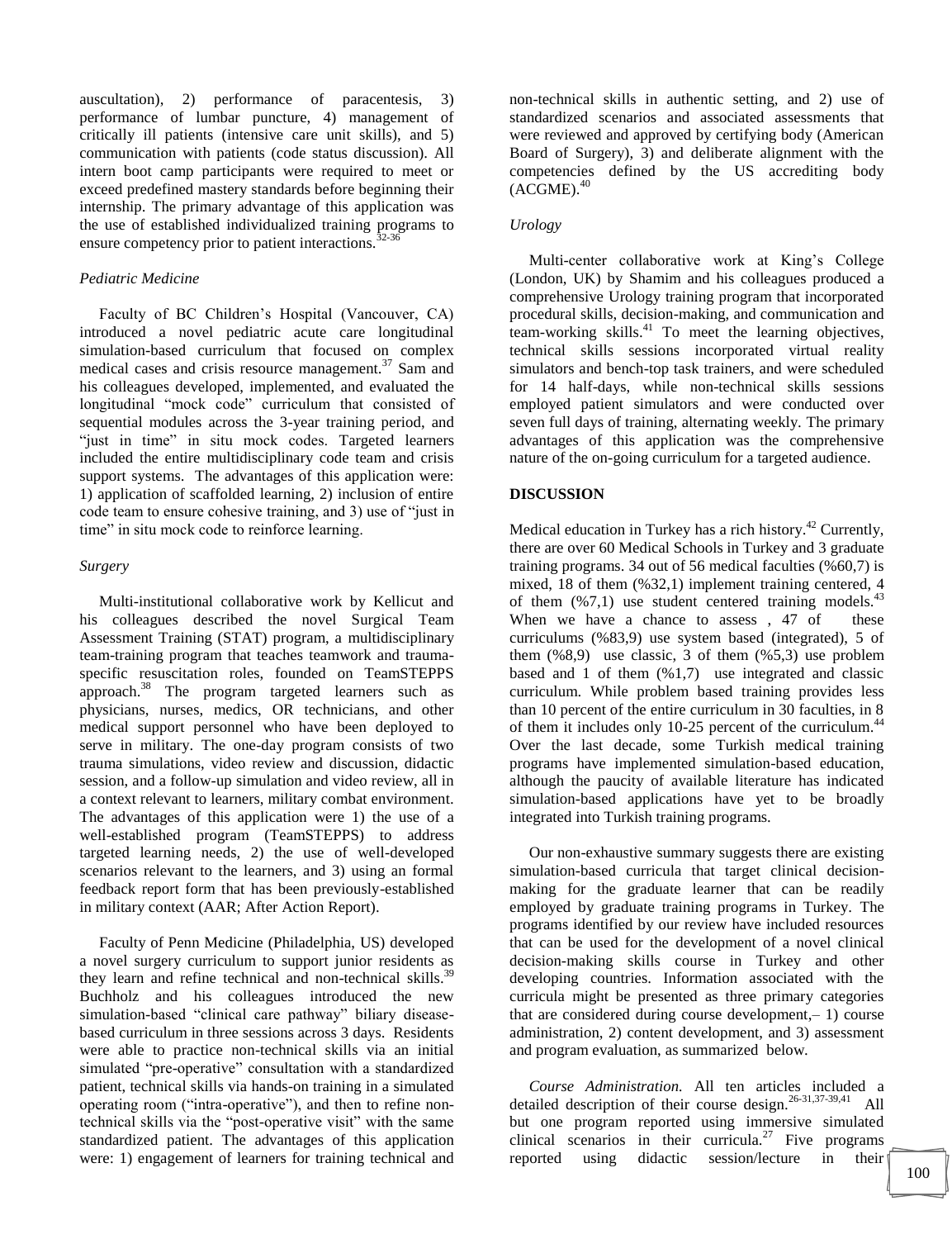auscultation), 2) performance of paracentesis, 3) performance of lumbar puncture, 4) management of critically ill patients (intensive care unit skills), and 5) communication with patients (code status discussion). All intern boot camp participants were required to meet or exceed predefined mastery standards before beginning their internship. The primary advantage of this application was the use of established individualized training programs to ensure competency prior to patient interactions.[32-36]

*Pediatric Medicine*

Faculty of BC Children's Hospital (Vancouver, CA) introduced a novel pediatric acute care longitudinal simulation-based curriculum that focused on complex medical cases and crisis resource management.[37] Sam and his colleagues developed, implemented, and evaluated the longitudinal "mock code" curriculum that consisted of sequential modules across the 3-year training period, and "just in time" in situ mock codes. Targeted learners included the entire multidisciplinary code team and crisis support systems. The advantages of this application were: 1) application of scaffolded learning, 2) inclusion of entire code team to ensure cohesive training, and 3) use of "just in time" in situ mock code to reinforce learning.

*Surgery*

Multi-institutional collaborative work by Kellicut and his colleagues described the novel Surgical Team Assessment Training (STAT) program, a multidisciplinary team-training program that teaches teamwork and trauma-specific resuscitation roles, founded on TeamSTEPPS approach.[38] The program targeted learners such as physicians, nurses, medics, OR technicians, and other medical support personnel who have been deployed to serve in military. The one-day program consists of two trauma simulations, video review and discussion, didactic session, and a follow-up simulation and video review, all in a context relevant to learners, military combat environment. The advantages of this application were 1) the use of a well-established program (TeamSTEPPS) to address targeted learning needs, 2) the use of well-developed scenarios relevant to the learners, and 3) using an formal feedback report form that has been previously-established in military context (AAR; After Action Report).

Faculty of Penn Medicine (Philadelphia, US) developed a novel surgery curriculum to support junior residents as they learn and refine technical and non-technical skills.[39] Buchholz and his colleagues introduced the new simulation-based "clinical care pathway" biliary disease-based curriculum in three sessions across 3 days. Residents were able to practice non-technical skills via an initial simulated "pre-operative" consultation with a standardized patient, technical skills via hands-on training in a simulated operating room ("intra-operative"), and then to refine non-technical skills via the "post-operative visit" with the same standardized patient. The advantages of this application were: 1) engagement of learners for training technical and non-technical skills in authentic setting, and 2) use of standardized scenarios and associated assessments that were reviewed and approved by certifying body (American Board of Surgery), 3) and deliberate alignment with the competencies defined by the US accrediting body (ACGME).[40]

*Urology*

Multi-center collaborative work at King's College (London, UK) by Shamim and his colleagues produced a comprehensive Urology training program that incorporated procedural skills, decision-making, and communication and team-working skills.[41] To meet the learning objectives, technical skills sessions incorporated virtual reality simulators and bench-top task trainers, and were scheduled for 14 half-days, while non-technical skills sessions employed patient simulators and were conducted over seven full days of training, alternating weekly. The primary advantages of this application was the comprehensive nature of the on-going curriculum for a targeted audience.

## DISCUSSION

Medical education in Turkey has a rich history.[42] Currently, there are over 60 Medical Schools in Turkey and 3 graduate training programs. 34 out of 56 medical faculties (%60,7) is mixed, 18 of them (%32,1) implement training centered, 4 of them (%7,1) use student centered training models.[43] When we have a chance to assess , 47 of these curriculums (%83,9) use system based (integrated), 5 of them (%8,9) use classic, 3 of them (%5,3) use problem based and 1 of them (%1,7) use integrated and classic curriculum. While problem based training provides less than 10 percent of the entire curriculum in 30 faculties, in 8 of them it includes only 10-25 percent of the curriculum.[44] Over the last decade, some Turkish medical training programs have implemented simulation-based education, although the paucity of available literature has indicated simulation-based applications have yet to be broadly integrated into Turkish training programs.

Our non-exhaustive summary suggests there are existing simulation-based curricula that target clinical decision-making for the graduate learner that can be readily employed by graduate training programs in Turkey. The programs identified by our review have included resources that can be used for the development of a novel clinical decision-making skills course in Turkey and other developing countries. Information associated with the curricula might be presented as three primary categories that are considered during course development,– 1) course administration, 2) content development, and 3) assessment and program evaluation, as summarized below.

*Course Administration.* All ten articles included a detailed description of their course design.[26-31,37-39,41] All but one program reported using immersive simulated clinical scenarios in their curricula.[27] Five programs reported using didactic session/lecture in their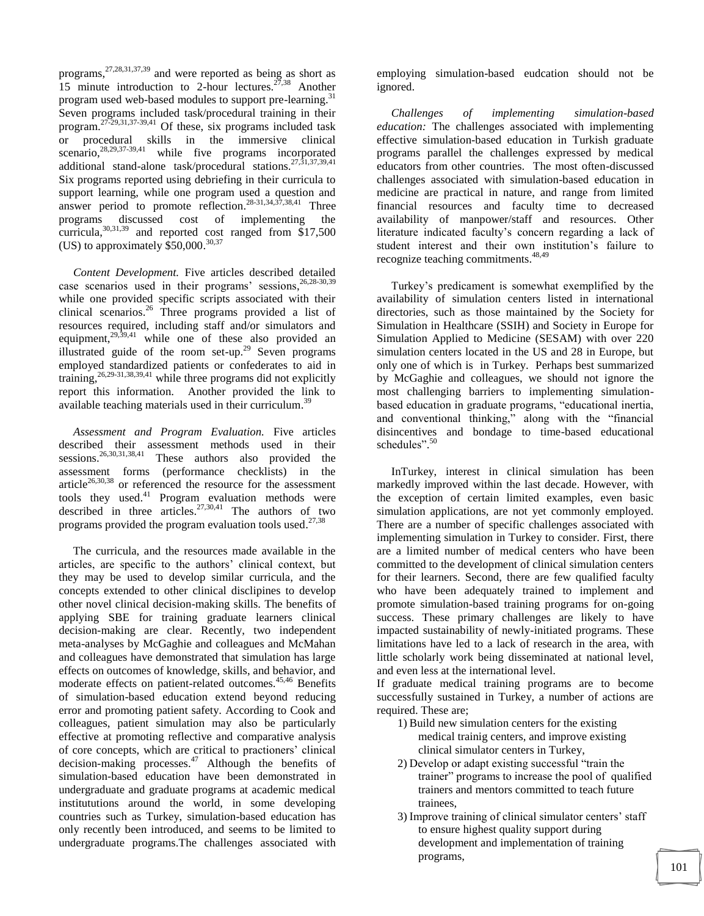programs,[27,28,31,37,39] and were reported as being as short as 15 minute introduction to 2-hour lectures.[27,38] Another program used web-based modules to support pre-learning.[31] Seven programs included task/procedural training in their program.[27-29,31,37-39,41] Of these, six programs included task or procedural skills in the immersive clinical scenario,[28,29,37-39,41] while five programs incorporated additional stand-alone task/procedural stations.[27,31,37,39,41] Six programs reported using debriefing in their curricula to support learning, while one program used a question and answer period to promote reflection.[28-31,34,37,38,41] Three programs discussed cost of implementing the curricula,[30,31,39] and reported cost ranged from $17,500 (US) to approximately $50,000.[30,37]

*Content Development.* Five articles described detailed case scenarios used in their programs' sessions,[26,28-30,39] while one provided specific scripts associated with their clinical scenarios.[26] Three programs provided a list of resources required, including staff and/or simulators and equipment,[29,39,41] while one of these also provided an illustrated guide of the room set-up.[29] Seven programs employed standardized patients or confederates to aid in training,[26,29-31,38,39,41] while three programs did not explicitly report this information. Another provided the link to available teaching materials used in their curriculum.[39]

*Assessment and Program Evaluation.* Five articles described their assessment methods used in their sessions.[26,30,31,38,41] These authors also provided the assessment forms (performance checklists) in the article[26,30,38] or referenced the resource for the assessment tools they used.[41] Program evaluation methods were described in three articles.[27,30,41] The authors of two programs provided the program evaluation tools used.[27,38]

The curricula, and the resources made available in the articles, are specific to the authors' clinical context, but they may be used to develop similar curricula, and the concepts extended to other clinical disclipines to develop other novel clinical decision-making skills. The benefits of applying SBE for training graduate learners clinical decision-making are clear. Recently, two independent meta-analyses by McGaghie and colleagues and McMahan and colleagues have demonstrated that simulation has large effects on outcomes of knowledge, skills, and behavior, and moderate effects on patient-related outcomes.[45,46] Benefits of simulation-based education extend beyond reducing error and promoting patient safety. According to Cook and colleagues, patient simulation may also be particularly effective at promoting reflective and comparative analysis of core concepts, which are critical to practioners' clinical decision-making processes.[47] Although the benefits of simulation-based education have been demonstrated in undergraduate and graduate programs at academic medical institututions around the world, in some developing countries such as Turkey, simulation-based education has only recently been introduced, and seems to be limited to undergraduate programs.The challenges associated with employing simulation-based eudcation should not be ignored.

*Challenges of implementing simulation-based education:* The challenges associated with implementing effective simulation-based education in Turkish graduate programs parallel the challenges expressed by medical educators from other countries. The most often-discussed challenges associated with simulation-based education in medicine are practical in nature, and range from limited financial resources and faculty time to decreased availability of manpower/staff and resources. Other literature indicated faculty's concern regarding a lack of student interest and their own institution's failure to recognize teaching commitments.[48,49]

Turkey's predicament is somewhat exemplified by the availability of simulation centers listed in international directories, such as those maintained by the Society for Simulation in Healthcare (SSIH) and Society in Europe for Simulation Applied to Medicine (SESAM) with over 220 simulation centers located in the US and 28 in Europe, but only one of which is in Turkey. Perhaps best summarized by McGaghie and colleagues, we should not ignore the most challenging barriers to implementing simulation-based education in graduate programs, "educational inertia, and conventional thinking," along with the "financial disincentives and bondage to time-based educational schedules".[50]

InTurkey, interest in clinical simulation has been markedly improved within the last decade. However, with the exception of certain limited examples, even basic simulation applications, are not yet commonly employed. There are a number of specific challenges associated with implementing simulation in Turkey to consider. First, there are a limited number of medical centers who have been committed to the development of clinical simulation centers for their learners. Second, there are few qualified faculty who have been adequately trained to implement and promote simulation-based training programs for on-going success. These primary challenges are likely to have impacted sustainability of newly-initiated programs. These limitations have led to a lack of research in the area, with little scholarly work being disseminated at national level, and even less at the international level.

If graduate medical training programs are to become successfully sustained in Turkey, a number of actions are required. These are;

1) Build new simulation centers for the existing medical trainig centers, and improve existing clinical simulator centers in Turkey,
2) Develop or adapt existing successful "train the trainer" programs to increase the pool of qualified trainers and mentors committed to teach future trainees,
3) Improve training of clinical simulator centers' staff to ensure highest quality support during development and implementation of training programs,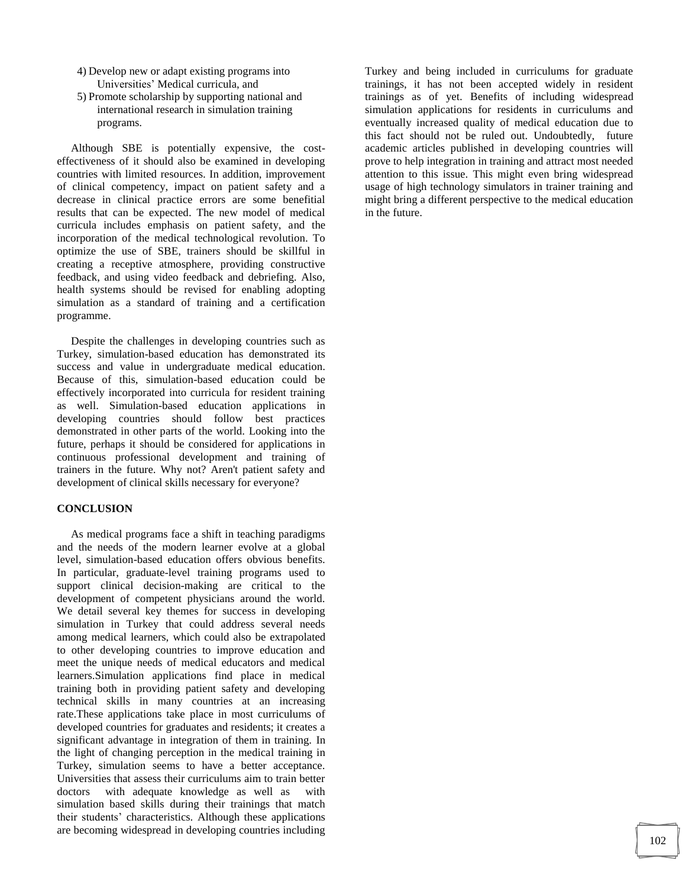4) Develop new or adapt existing programs into Universities' Medical curricula, and
5) Promote scholarship by supporting national and international research in simulation training programs.

Although SBE is potentially expensive, the cost-effectiveness of it should also be examined in developing countries with limited resources. In addition, improvement of clinical competency, impact on patient safety and a decrease in clinical practice errors are some benefitial results that can be expected. The new model of medical curricula includes emphasis on patient safety, and the incorporation of the medical technological revolution. To optimize the use of SBE, trainers should be skillful in creating a receptive atmosphere, providing constructive feedback, and using video feedback and debriefing. Also, health systems should be revised for enabling adopting simulation as a standard of training and a certification programme.

Despite the challenges in developing countries such as Turkey, simulation-based education has demonstrated its success and value in undergraduate medical education. Because of this, simulation-based education could be effectively incorporated into curricula for resident training as well. Simulation-based education applications in developing countries should follow best practices demonstrated in other parts of the world. Looking into the future, perhaps it should be considered for applications in continuous professional development and training of trainers in the future. Why not? Aren't patient safety and development of clinical skills necessary for everyone?

## CONCLUSION

As medical programs face a shift in teaching paradigms and the needs of the modern learner evolve at a global level, simulation-based education offers obvious benefits. In particular, graduate-level training programs used to support clinical decision-making are critical to the development of competent physicians around the world. We detail several key themes for success in developing simulation in Turkey that could address several needs among medical learners, which could also be extrapolated to other developing countries to improve education and meet the unique needs of medical educators and medical learners.Simulation applications find place in medical training both in providing patient safety and developing technical skills in many countries at an increasing rate.These applications take place in most curriculums of developed countries for graduates and residents; it creates a significant advantage in integration of them in training. In the light of changing perception in the medical training in Turkey, simulation seems to have a better acceptance. Universities that assess their curriculums aim to train better doctors with adequate knowledge as well as with simulation based skills during their trainings that match their students' characteristics. Although these applications are becoming widespread in developing countries including Turkey and being included in curriculums for graduate trainings, it has not been accepted widely in resident trainings as of yet. Benefits of including widespread simulation applications for residents in curriculums and eventually increased quality of medical education due to this fact should not be ruled out. Undoubtedly, future academic articles published in developing countries will prove to help integration in training and attract most needed attention to this issue. This might even bring widespread usage of high technology simulators in trainer training and might bring a different perspective to the medical education in the future.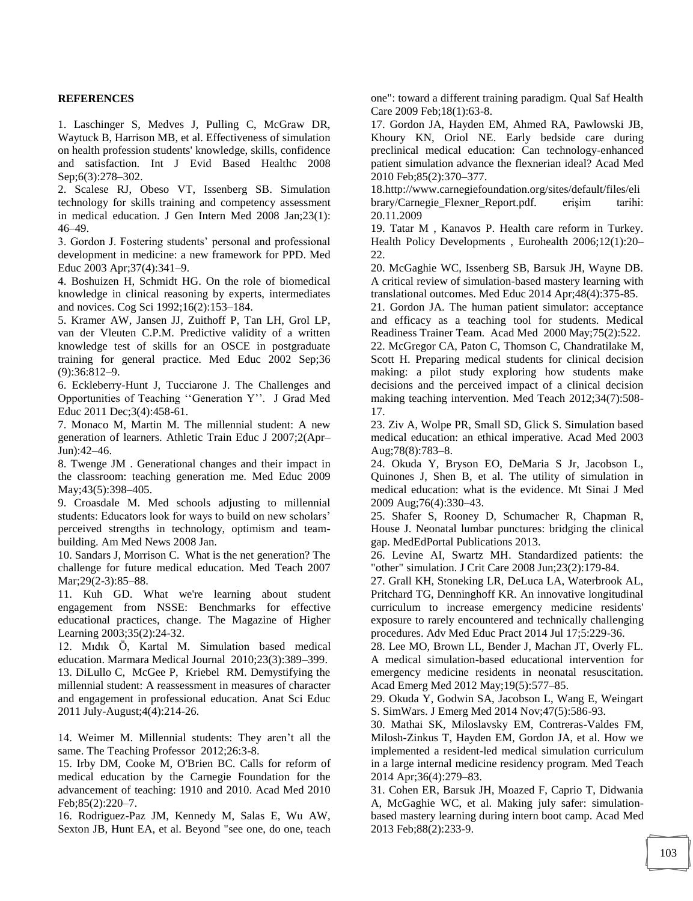**REFERENCES**

1. Laschinger S, Medves J, Pulling C, McGraw DR, Waytuck B, Harrison MB, et al. Effectiveness of simulation on health profession students' knowledge, skills, confidence and satisfaction. Int J Evid Based Healthc 2008 Sep;6(3):278–302.

2. Scalese RJ, Obeso VT, Issenberg SB. Simulation technology for skills training and competency assessment in medical education. J Gen Intern Med 2008 Jan;23(1): 46–49.

3. Gordon J. Fostering students' personal and professional development in medicine: a new framework for PPD. Med Educ 2003 Apr;37(4):341–9.

4. Boshuizen H, Schmidt HG. On the role of biomedical knowledge in clinical reasoning by experts, intermediates and novices. Cog Sci 1992;16(2):153–184.

5. Kramer AW, Jansen JJ, Zuithoff P, Tan LH, Grol LP, van der Vleuten C.P.M. Predictive validity of a written knowledge test of skills for an OSCE in postgraduate training for general practice. Med Educ 2002 Sep;36 (9):36:812–9.

6. Eckleberry-Hunt J, Tucciarone J. The Challenges and Opportunities of Teaching ''Generation Y''. J Grad Med Educ 2011 Dec;3(4):458-61.

7. Monaco M, Martin M. The millennial student: A new generation of learners. Athletic Train Educ J 2007;2(Apr–Jun):42–46.

8. Twenge JM . Generational changes and their impact in the classroom: teaching generation me. Med Educ 2009 May;43(5):398–405.

9. Croasdale M. Med schools adjusting to millennial students: Educators look for ways to build on new scholars' perceived strengths in technology, optimism and team-building. Am Med News 2008 Jan.

10. Sandars J, Morrison C. What is the net generation? The challenge for future medical education. Med Teach 2007 Mar;29(2-3):85–88.

11. Kuh GD. What we're learning about student engagement from NSSE: Benchmarks for effective educational practices, change. The Magazine of Higher Learning 2003;35(2):24-32.

12. Mıdık Ö, Kartal M. Simulation based medical education. Marmara Medical Journal 2010;23(3):389–399.

13. DiLullo C, McGee P, Kriebel RM. Demystifying the millennial student: A reassessment in measures of character and engagement in professional education. Anat Sci Educ 2011 July-August;4(4):214-26.

14. Weimer M. Millennial students: They aren't all the same. The Teaching Professor 2012;26:3-8.

15. Irby DM, Cooke M, O'Brien BC. Calls for reform of medical education by the Carnegie Foundation for the advancement of teaching: 1910 and 2010. Acad Med 2010 Feb;85(2):220–7.

16. Rodriguez-Paz JM, Kennedy M, Salas E, Wu AW, Sexton JB, Hunt EA, et al. Beyond "see one, do one, teach one": toward a different training paradigm. Qual Saf Health Care 2009 Feb;18(1):63-8.

17. Gordon JA, Hayden EM, Ahmed RA, Pawlowski JB, Khoury KN, Oriol NE. Early bedside care during preclinical medical education: Can technology-enhanced patient simulation advance the flexnerian ideal? Acad Med 2010 Feb;85(2):370–377.

18.http://www.carnegiefoundation.org/sites/default/files/elibrary/Carnegie_Flexner_Report.pdf. erişim tarihi: 20.11.2009

19. Tatar M , Kanavos P. Health care reform in Turkey. Health Policy Developments , Eurohealth 2006;12(1):20–22.

20. McGaghie WC, Issenberg SB, Barsuk JH, Wayne DB. A critical review of simulation-based mastery learning with translational outcomes. Med Educ 2014 Apr;48(4):375-85.

21. Gordon JA. The human patient simulator: acceptance and efficacy as a teaching tool for students. Medical Readiness Trainer Team. Acad Med 2000 May;75(2):522.

22. McGregor CA, Paton C, Thomson C, Chandratilake M, Scott H. Preparing medical students for clinical decision making: a pilot study exploring how students make decisions and the perceived impact of a clinical decision making teaching intervention. Med Teach 2012;34(7):508-17.

23. Ziv A, Wolpe PR, Small SD, Glick S. Simulation based medical education: an ethical imperative. Acad Med 2003 Aug;78(8):783–8.

24. Okuda Y, Bryson EO, DeMaria S Jr, Jacobson L, Quinones J, Shen B, et al. The utility of simulation in medical education: what is the evidence. Mt Sinai J Med 2009 Aug;76(4):330–43.

25. Shafer S, Rooney D, Schumacher R, Chapman R, House J. Neonatal lumbar punctures: bridging the clinical gap. MedEdPortal Publications 2013.

26. Levine AI, Swartz MH. Standardized patients: the "other" simulation. J Crit Care 2008 Jun;23(2):179-84.

27. Grall KH, Stoneking LR, DeLuca LA, Waterbrook AL, Pritchard TG, Denninghoff KR. An innovative longitudinal curriculum to increase emergency medicine residents' exposure to rarely encountered and technically challenging procedures. Adv Med Educ Pract 2014 Jul 17;5:229-36.

28. Lee MO, Brown LL, Bender J, Machan JT, Overly FL. A medical simulation-based educational intervention for emergency medicine residents in neonatal resuscitation. Acad Emerg Med 2012 May;19(5):577–85.

29. Okuda Y, Godwin SA, Jacobson L, Wang E, Weingart S. SimWars. J Emerg Med 2014 Nov;47(5):586-93.

30. Mathai SK, Miloslavsky EM, Contreras-Valdes FM, Milosh-Zinkus T, Hayden EM, Gordon JA, et al. How we implemented a resident-led medical simulation curriculum in a large internal medicine residency program. Med Teach 2014 Apr;36(4):279–83.

31. Cohen ER, Barsuk JH, Moazed F, Caprio T, Didwania A, McGaghie WC, et al. Making july safer: simulation-based mastery learning during intern boot camp. Acad Med 2013 Feb;88(2):233-9.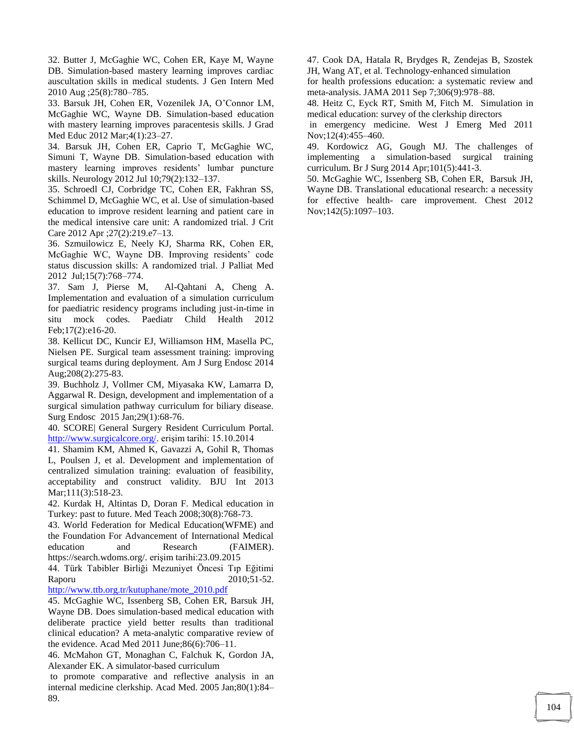32. Butter J, McGaghie WC, Cohen ER, Kaye M, Wayne DB. Simulation-based mastery learning improves cardiac auscultation skills in medical students. J Gen Intern Med 2010 Aug ;25(8):780–785.

33. Barsuk JH, Cohen ER, Vozenilek JA, O'Connor LM, McGaghie WC, Wayne DB. Simulation-based education with mastery learning improves paracentesis skills. J Grad Med Educ 2012 Mar;4(1):23–27.

34. Barsuk JH, Cohen ER, Caprio T, McGaghie WC, Simuni T, Wayne DB. Simulation-based education with mastery learning improves residents' lumbar puncture skills. Neurology 2012 Jul 10;79(2):132–137.

35. Schroedl CJ, Corbridge TC, Cohen ER, Fakhran SS, Schimmel D, McGaghie WC, et al. Use of simulation-based education to improve resident learning and patient care in the medical intensive care unit: A randomized trial. J Crit Care 2012 Apr ;27(2):219.e7–13.

36. Szmuilowicz E, Neely KJ, Sharma RK, Cohen ER, McGaghie WC, Wayne DB. Improving residents' code status discussion skills: A randomized trial. J Palliat Med 2012 Jul;15(7):768–774.

37. Sam J, Pierse M, Al-Qahtani A, Cheng A. Implementation and evaluation of a simulation curriculum for paediatric residency programs including just-in-time in situ mock codes. Paediatr Child Health 2012 Feb;17(2):e16-20.

38. Kellicut DC, Kuncir EJ, Williamson HM, Masella PC, Nielsen PE. Surgical team assessment training: improving surgical teams during deployment. Am J Surg Endosc 2014 Aug;208(2):275-83.

39. Buchholz J, Vollmer CM, Miyasaka KW, Lamarra D, Aggarwal R. Design, development and implementation of a surgical simulation pathway curriculum for biliary disease. Surg Endosc 2015 Jan;29(1):68-76.

40. SCORE| General Surgery Resident Curriculum Portal. http://www.surgicalcore.org/. erişim tarihi: 15.10.2014

41. Shamim KM, Ahmed K, Gavazzi A, Gohil R, Thomas L, Poulsen J, et al. Development and implementation of centralized simulation training: evaluation of feasibility, acceptability and construct validity. BJU Int 2013 Mar;111(3):518-23.

42. Kurdak H, Altintas D, Doran F. Medical education in Turkey: past to future. Med Teach 2008;30(8):768-73.

43. World Federation for Medical Education(WFME) and the Foundation For Advancement of International Medical education and Research (FAIMER). https://search.wdoms.org/. erişim tarihi:23.09.2015

44. Türk Tabibler Birliği Mezuniyet Öncesi Tıp Eğitimi Raporu 2010;51-52. http://www.ttb.org.tr/kutuphane/mote_2010.pdf

45. McGaghie WC, Issenberg SB, Cohen ER, Barsuk JH, Wayne DB. Does simulation-based medical education with deliberate practice yield better results than traditional clinical education? A meta-analytic comparative review of the evidence. Acad Med 2011 June;86(6):706–11.

46. McMahon GT, Monaghan C, Falchuk K, Gordon JA, Alexander EK. A simulator-based curriculum to promote comparative and reflective analysis in an internal medicine clerkship. Acad Med. 2005 Jan;80(1):84–89.

47. Cook DA, Hatala R, Brydges R, Zendejas B, Szostek JH, Wang AT, et al. Technology-enhanced simulation for health professions education: a systematic review and meta-analysis. JAMA 2011 Sep 7;306(9):978–88.

48. Heitz C, Eyck RT, Smith M, Fitch M. Simulation in medical education: survey of the clerkship directors in emergency medicine. West J Emerg Med 2011 Nov;12(4):455–460.

49. Kordowicz AG, Gough MJ. The challenges of implementing a simulation-based surgical training curriculum. Br J Surg 2014 Apr;101(5):441-3.

50. McGaghie WC, Issenberg SB, Cohen ER, Barsuk JH, Wayne DB. Translational educational research: a necessity for effective health- care improvement. Chest 2012 Nov;142(5):1097–103.